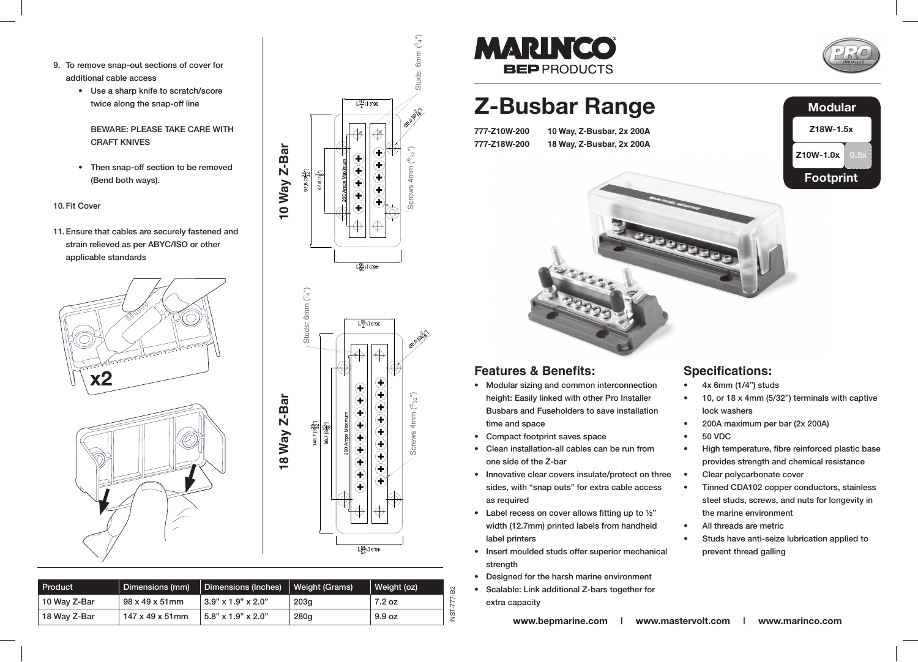9. To remove snap-out sections of cover for additional cable access
   - Use a sharp knife to scratch/score twice along the snap-off line

     BEWARE: PLEASE TAKE CARE WITH CRAFT KNIVES

   - Then snap-off section to be removed (Bend both ways).

10. Fit Cover

11. Ensure that cables are securely fastened and strain relieved as per ABYC/ISO or other applicable standards

x2

## 10 Way Z-Bar

Studs: 6mm (1/4")

36.9 [1 7/16"]

Ø5.0 [Ø 3/16"]

97.8 [3 27/32"]

47.8 [1 7/8"]

200 Amps Maximum

Screws 4mm (5/32")

48.9 [1 15/16"]

## 18 Way Z-Bar

Studs: 6mm (1/4")

36.9 [1 7/16"]

Ø5.0 [Ø 3/16"]

146.7 [5 25/32"]

96.7 [3 13/16"]

200 Amps Maximum

Screws 4mm (5/32")

48.9 [1 15/16"]

| Product | Dimensions (mm) | Dimensions (Inches) | Weight (Grams) | Weight (oz) |
|---|---|---|---|---|
| 10 Way Z-Bar | 98 x 49 x 51mm | 3.9" x 1.9" x 2.0" | 203g | 7.2 oz |
| 18 Way Z-Bar | 147 x 49 x 51mm | 5.8" x 1.9" x 2.0" | 280g | 9.9 oz |

INST-777-B2

MARINCO® BEP PRODUCTS

PRO INSTALLER

# Z-Busbar Range

| | |
|---|---|
| 777-Z10W-200 | 10 Way, Z-Busbar, 2x 200A |
| 777-Z18W-200 | 18 Way, Z-Busbar, 2x 200A |

**Modular**

Z18W-1.5x

Z10W-1.0x | 0.5x

**Footprint**

MAIN PANEL NEGATIVE

## Features & Benefits:

- Modular sizing and common interconnection height: Easily linked with other Pro Installer Busbars and Fuseholders to save installation time and space
- Compact footprint saves space
- Clean installation-all cables can be run from one side of the Z-bar
- Innovative clear covers insulate/protect on three sides, with "snap outs" for extra cable access as required
- Label recess on cover allows fitting up to ½" width (12.7mm) printed labels from handheld label printers
- Insert moulded studs offer superior mechanical strength
- Designed for the harsh marine environment
- Scalable: Link additional Z-bars together for extra capacity

## Specifications:

- 4x 6mm (1/4") studs
- 10, or 18 x 4mm (5/32") terminals with captive lock washers
- 200A maximum per bar (2x 200A)
- 50 VDC
- High temperature, fibre reinforced plastic base provides strength and chemical resistance
- Clear polycarbonate cover
- Tinned CDA102 copper conductors, stainless steel studs, screws, and nuts for longevity in the marine environment
- All threads are metric
- Studs have anti-seize lubrication applied to prevent thread galling

www.bepmarine.com | www.mastervolt.com | www.marinco.com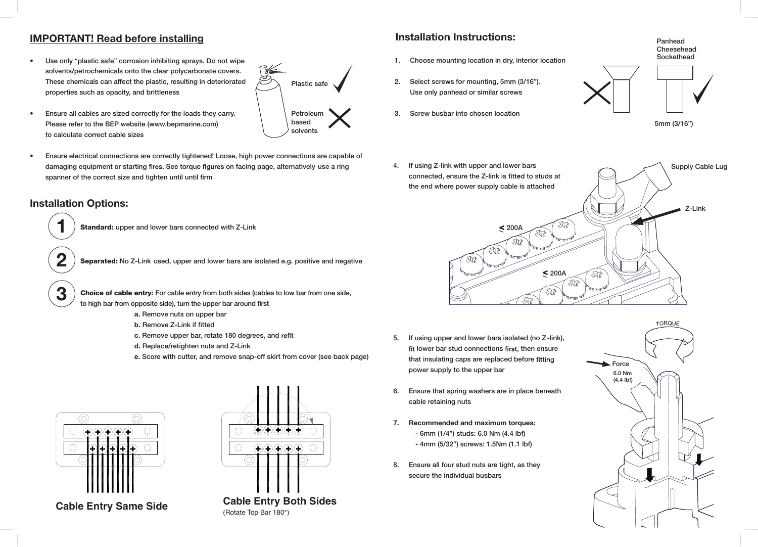## IMPORTANT! Read before installing

- Use only "plastic safe" corrosion inhibiting sprays. Do not wipe solvents/petrochemicals onto the clear polycarbonate covers. These chemicals can affect the plastic, resulting in deteriorated properties such as opacity, and brittleness
- Ensure all cables are sized correctly for the loads they carry. Please refer to the BEP website (www.bepmarine.com) to calculate correct cable sizes
- Ensure electrical connections are correctly tightened! Loose, high power connections are capable of damaging equipment or starting fires. See torque figures on facing page, alternatively use a ring spanner of the correct size and tighten until until firm

Plastic safe

Petroleum based solvents

## Installation Options:

1. **Standard:** upper and lower bars connected with Z-Link
2. **Separated:** No Z-Link used, upper and lower bars are isolated e.g. positive and negative
3. **Choice of cable entry:** For cable entry from both sides (cables to low bar from one side, to high bar from opposite side), turn the upper bar around first
   - **a.** Remove nuts on upper bar
   - **b.** Remove Z-Link if fitted
   - **c.** Remove upper bar, rotate 180 degrees, and refit
   - **d.** Replace/retighten nuts and Z-Link
   - **e.** Score with cutter, and remove snap-off skirt from cover (see back page)

**Cable Entry Same Side**

**Cable Entry Both Sides**
(Rotate Top Bar 180°)

## Installation Instructions:

1. Choose mounting location in dry, interior location
2. Select screws for mounting, 5mm (3/16"). Use only panhead or similar screws
3. Screw busbar into chosen location

Panhead
Cheesehead
Sockethead

5mm (3/16")

4. If using Z-link with upper and lower bars connected, ensure the Z-link is fitted to studs at the end where power supply cable is attached

Supply Cable Lug

Z-Link

≤ 200A

≤ 200A

5. If using upper and lower bars isolated (no Z-link), fit lower bar stud connections first, then ensure that insulating caps are replaced before fitting power supply to the upper bar
6. Ensure that spring washers are in place beneath cable retaining nuts
7. **Recommended and maximum torques:**
   - 6mm (1/4") studs: 6.0 Nm (4.4 lbf)
   - 4mm (5/32") screws: 1.5Nm (1.1 lbf)
8. Ensure all four stud nuts are tight, as they secure the individual busbars

TORQUE

Force

6.0 Nm
(4.4 lbf)